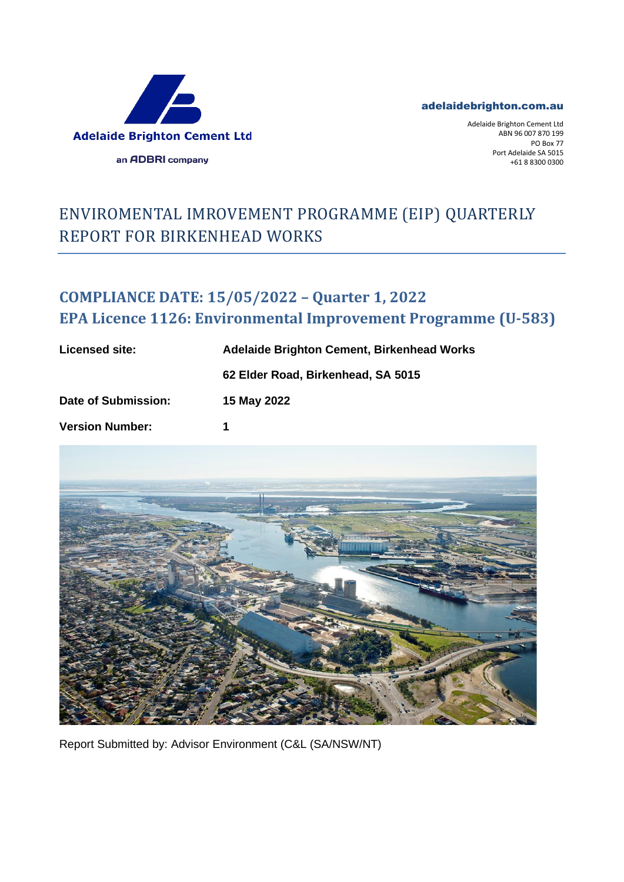Adelaide Brighton Cement Ltd

an ADBRI company

adelaidebrighton.com.au

Adelaide Brighton Cement Ltd
ABN 96 007 870 199
PO Box 77
Port Adelaide SA 5015
+61 8 8300 0300

# ENVIROMENTAL IMROVEMENT PROGRAMME (EIP) QUARTERLY REPORT FOR BIRKENHEAD WORKS

## COMPLIANCE DATE: 15/05/2022 – Quarter 1, 2022
## EPA Licence 1126: Environmental Improvement Programme (U-583)

| | |
|---|---|
| **Licensed site:** | **Adelaide Brighton Cement, Birkenhead Works** |
| | **62 Elder Road, Birkenhead, SA 5015** |
| **Date of Submission:** | **15 May 2022** |
| **Version Number:** | **1** |

Report Submitted by: Advisor Environment (C&L (SA/NSW/NT)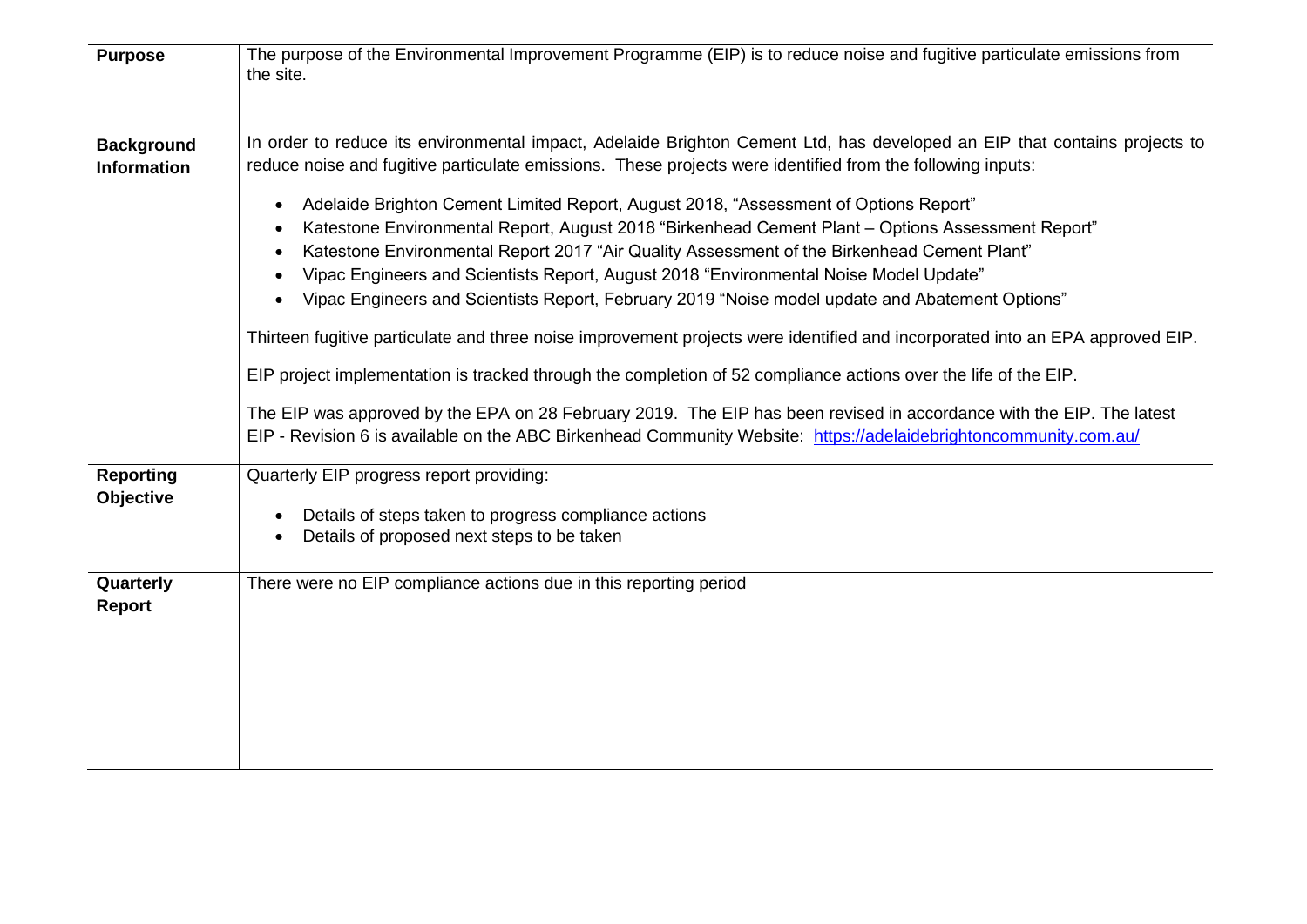| | |
|---|---|
| **Purpose** | The purpose of the Environmental Improvement Programme (EIP) is to reduce noise and fugitive particulate emissions from the site. |
| **Background Information** | In order to reduce its environmental impact, Adelaide Brighton Cement Ltd, has developed an EIP that contains projects to reduce noise and fugitive particulate emissions. These projects were identified from the following inputs:<br>• Adelaide Brighton Cement Limited Report, August 2018, "Assessment of Options Report"<br>• Katestone Environmental Report, August 2018 "Birkenhead Cement Plant – Options Assessment Report"<br>• Katestone Environmental Report 2017 "Air Quality Assessment of the Birkenhead Cement Plant"<br>• Vipac Engineers and Scientists Report, August 2018 "Environmental Noise Model Update"<br>• Vipac Engineers and Scientists Report, February 2019 "Noise model update and Abatement Options"<br><br>Thirteen fugitive particulate and three noise improvement projects were identified and incorporated into an EPA approved EIP.<br><br>EIP project implementation is tracked through the completion of 52 compliance actions over the life of the EIP.<br><br>The EIP was approved by the EPA on 28 February 2019. The EIP has been revised in accordance with the EIP. The latest EIP - Revision 6 is available on the ABC Birkenhead Community Website: [https://adelaidebrightoncommunity.com.au/](https://adelaidebrightoncommunity.com.au/) |
| **Reporting Objective** | Quarterly EIP progress report providing:<br>• Details of steps taken to progress compliance actions<br>• Details of proposed next steps to be taken |
| **Quarterly Report** | There were no EIP compliance actions due in this reporting period |